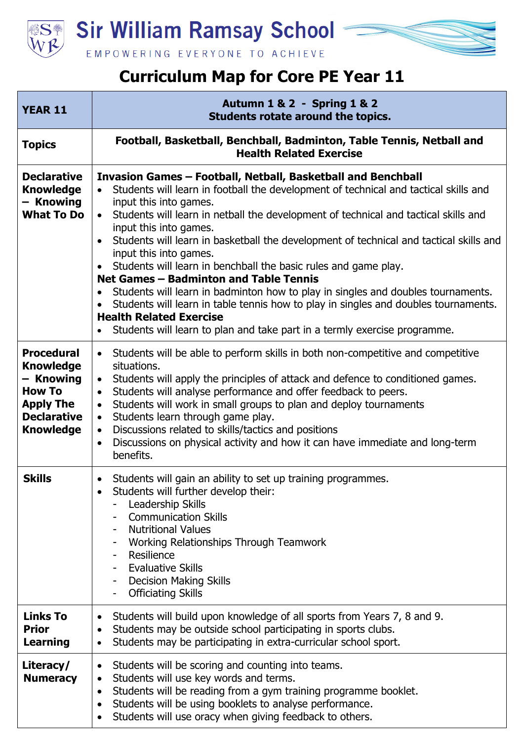# Sir William Ramsay School

EMPOWERING EVERYONE TO ACHIEVE

## Curriculum Map for Core PE Year 11

| YEAR 11 | Autumn 1 & 2 - Spring 1 & 2<br>Students rotate around the topics. |
|---|---|
| **Topics** | **Football, Basketball, Benchball, Badminton, Table Tennis, Netball and Health Related Exercise** |
| **Declarative Knowledge – Knowing What To Do** | **Invasion Games – Football, Netball, Basketball and Benchball**<br>• Students will learn in football the development of technical and tactical skills and input this into games.<br>• Students will learn in netball the development of technical and tactical skills and input this into games.<br>• Students will learn in basketball the development of technical and tactical skills and input this into games.<br>• Students will learn in benchball the basic rules and game play.<br>**Net Games – Badminton and Table Tennis**<br>• Students will learn in badminton how to play in singles and doubles tournaments.<br>• Students will learn in table tennis how to play in singles and doubles tournaments.<br>**Health Related Exercise**<br>• Students will learn to plan and take part in a termly exercise programme. |
| **Procedural Knowledge – Knowing How To Apply The Declarative Knowledge** | • Students will be able to perform skills in both non-competitive and competitive situations.<br>• Students will apply the principles of attack and defence to conditioned games.<br>• Students will analyse performance and offer feedback to peers.<br>• Students will work in small groups to plan and deploy tournaments<br>• Students learn through game play.<br>• Discussions related to skills/tactics and positions<br>• Discussions on physical activity and how it can have immediate and long-term benefits. |
| **Skills** | • Students will gain an ability to set up training programmes.<br>• Students will further develop their:<br>- Leadership Skills<br>- Communication Skills<br>- Nutritional Values<br>- Working Relationships Through Teamwork<br>- Resilience<br>- Evaluative Skills<br>- Decision Making Skills<br>- Officiating Skills |
| **Links To Prior Learning** | • Students will build upon knowledge of all sports from Years 7, 8 and 9.<br>• Students may be outside school participating in sports clubs.<br>• Students may be participating in extra-curricular school sport. |
| **Literacy/ Numeracy** | • Students will be scoring and counting into teams.<br>• Students will use key words and terms.<br>• Students will be reading from a gym training programme booklet.<br>• Students will be using booklets to analyse performance.<br>• Students will use oracy when giving feedback to others. |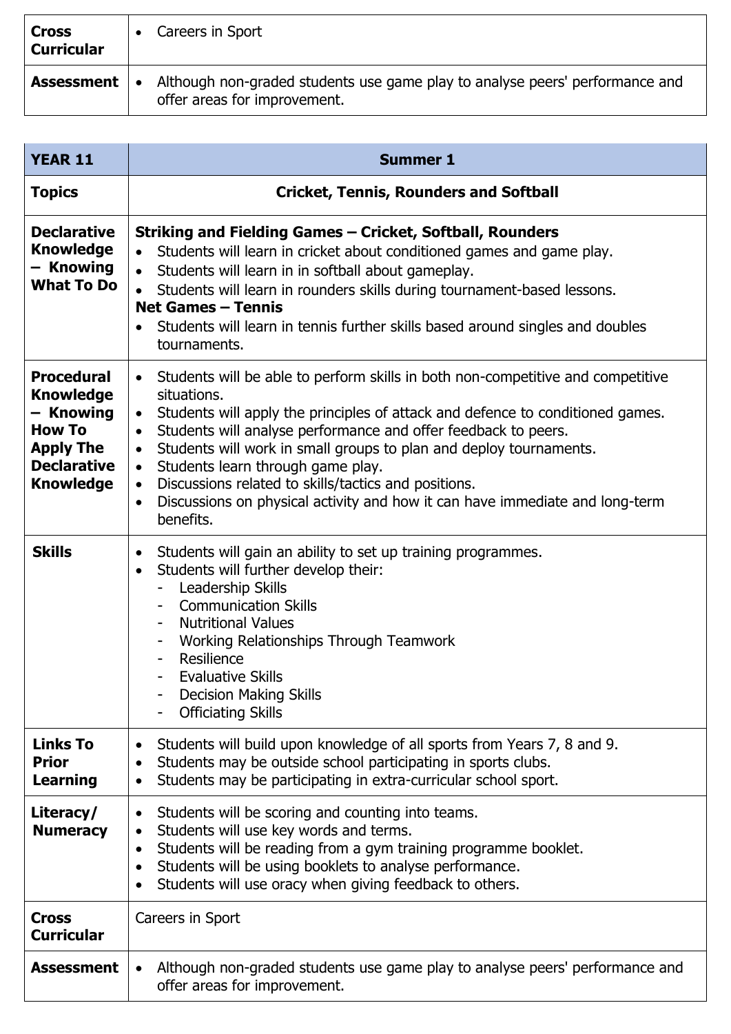| | |
|---|---|
| **Cross Curricular** | • Careers in Sport |
| **Assessment** | • Although non-graded students use game play to analyse peers' performance and offer areas for improvement. |

| **YEAR 11** | **Summer 1** |
|---|---|
| **Topics** | **Cricket, Tennis, Rounders and Softball** |
| **Declarative Knowledge – Knowing What To Do** | **Striking and Fielding Games – Cricket, Softball, Rounders**<br>• Students will learn in cricket about conditioned games and game play.<br>• Students will learn in in softball about gameplay.<br>• Students will learn in rounders skills during tournament-based lessons.<br>**Net Games – Tennis**<br>• Students will learn in tennis further skills based around singles and doubles tournaments. |
| **Procedural Knowledge – Knowing How To Apply The Declarative Knowledge** | • Students will be able to perform skills in both non-competitive and competitive situations.<br>• Students will apply the principles of attack and defence to conditioned games.<br>• Students will analyse performance and offer feedback to peers.<br>• Students will work in small groups to plan and deploy tournaments.<br>• Students learn through game play.<br>• Discussions related to skills/tactics and positions.<br>• Discussions on physical activity and how it can have immediate and long-term benefits. |
| **Skills** | • Students will gain an ability to set up training programmes.<br>• Students will further develop their:<br>- Leadership Skills<br>- Communication Skills<br>- Nutritional Values<br>- Working Relationships Through Teamwork<br>- Resilience<br>- Evaluative Skills<br>- Decision Making Skills<br>- Officiating Skills |
| **Links To Prior Learning** | • Students will build upon knowledge of all sports from Years 7, 8 and 9.<br>• Students may be outside school participating in sports clubs.<br>• Students may be participating in extra-curricular school sport. |
| **Literacy/ Numeracy** | • Students will be scoring and counting into teams.<br>• Students will use key words and terms.<br>• Students will be reading from a gym training programme booklet.<br>• Students will be using booklets to analyse performance.<br>• Students will use oracy when giving feedback to others. |
| **Cross Curricular** | Careers in Sport |
| **Assessment** | • Although non-graded students use game play to analyse peers' performance and offer areas for improvement. |